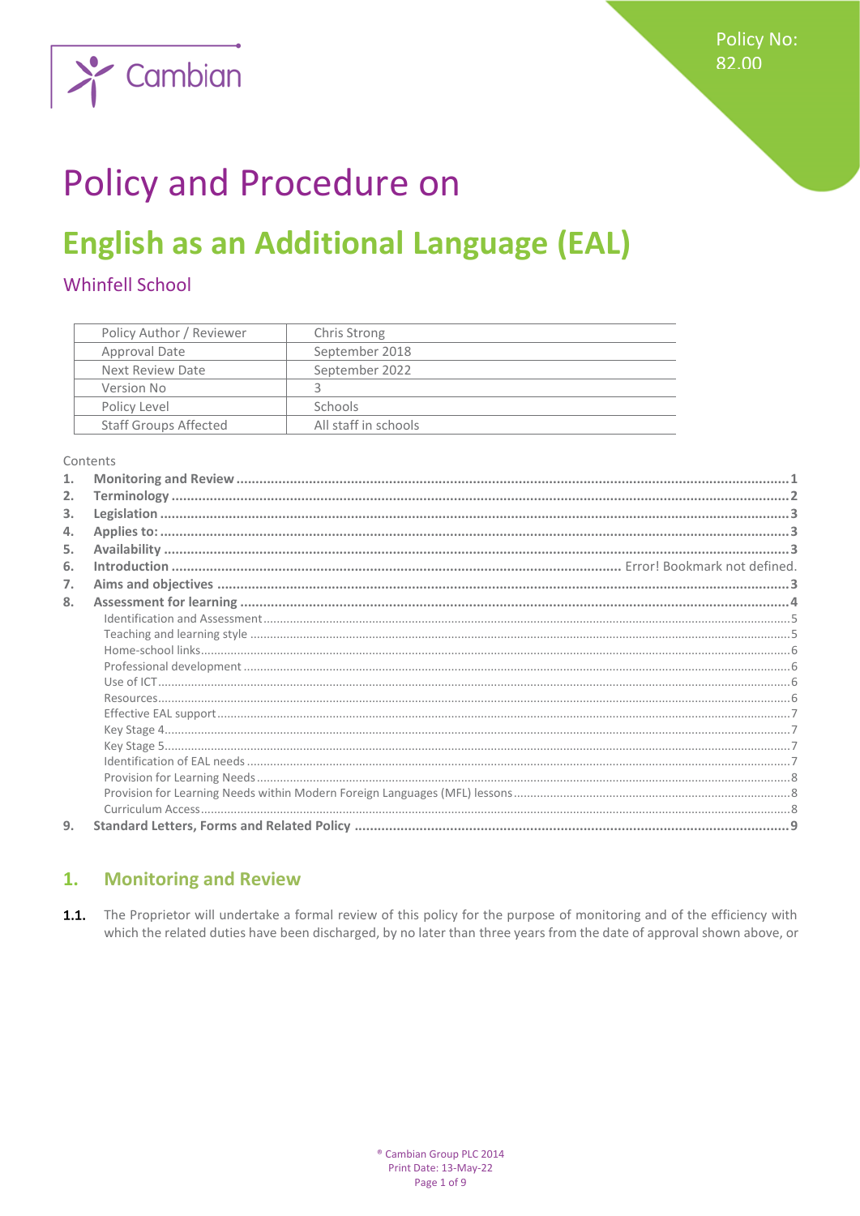Policy No: 82.00

# Policy and Procedure on

# English as an Additional Language (EAL)

## Whinfell School

| Policy Author / Reviewer | Chris Strong |
|---|---|
| Approval Date | September 2018 |
| Next Review Date | September 2022 |
| Version No | 3 |
| Policy Level | Schools |
| Staff Groups Affected | All staff in schools |

Contents

1. **Monitoring and Review** ........ 1
2. **Terminology** ........ 2
3. **Legislation** ........ 3
4. **Applies to:** ........ 3
5. **Availability** ........ 3
6. **Introduction** ........ Error! Bookmark not defined.
7. **Aims and objectives** ........ 3
8. **Assessment for learning** ........ 4
   - Identification and Assessment ........ 5
   - Teaching and learning style ........ 5
   - Home-school links ........ 6
   - Professional development ........ 6
   - Use of ICT ........ 6
   - Resources ........ 6
   - Effective EAL support ........ 7
   - Key Stage 4 ........ 7
   - Key Stage 5 ........ 7
   - Identification of EAL needs ........ 7
   - Provision for Learning Needs ........ 8
   - Provision for Learning Needs within Modern Foreign Languages (MFL) lessons ........ 8
   - Curriculum Access ........ 8
9. **Standard Letters, Forms and Related Policy** ........ 9

## 1. Monitoring and Review

**1.1.** The Proprietor will undertake a formal review of this policy for the purpose of monitoring and of the efficiency with which the related duties have been discharged, by no later than three years from the date of approval shown above, or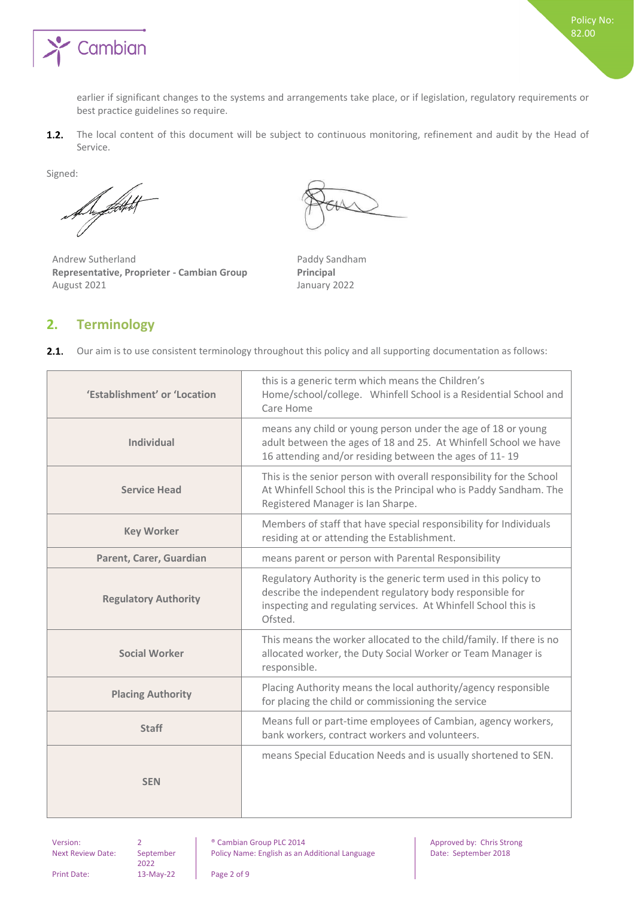earlier if significant changes to the systems and arrangements take place, or if legislation, regulatory requirements or best practice guidelines so require.

**1.2.** The local content of this document will be subject to continuous monitoring, refinement and audit by the Head of Service.

Signed:

Andrew Sutherland
**Representative, Proprieter - Cambian Group**
August 2021

Paddy Sandham
**Principal**
January 2022

## 2. Terminology

**2.1.** Our aim is to use consistent terminology throughout this policy and all supporting documentation as follows:

| | |
|---|---|
| **'Establishment' or 'Location** | this is a generic term which means the Children's Home/school/college. Whinfell School is a Residential School and Care Home |
| **Individual** | means any child or young person under the age of 18 or young adult between the ages of 18 and 25. At Whinfell School we have 16 attending and/or residing between the ages of 11- 19 |
| **Service Head** | This is the senior person with overall responsibility for the School At Whinfell School this is the Principal who is Paddy Sandham. The Registered Manager is Ian Sharpe. |
| **Key Worker** | Members of staff that have special responsibility for Individuals residing at or attending the Establishment. |
| **Parent, Carer, Guardian** | means parent or person with Parental Responsibility |
| **Regulatory Authority** | Regulatory Authority is the generic term used in this policy to describe the independent regulatory body responsible for inspecting and regulating services. At Whinfell School this is Ofsted. |
| **Social Worker** | This means the worker allocated to the child/family. If there is no allocated worker, the Duty Social Worker or Team Manager is responsible. |
| **Placing Authority** | Placing Authority means the local authority/agency responsible for placing the child or commissioning the service |
| **Staff** | Means full or part-time employees of Cambian, agency workers, bank workers, contract workers and volunteers. |
| **SEN** | means Special Education Needs and is usually shortened to SEN. |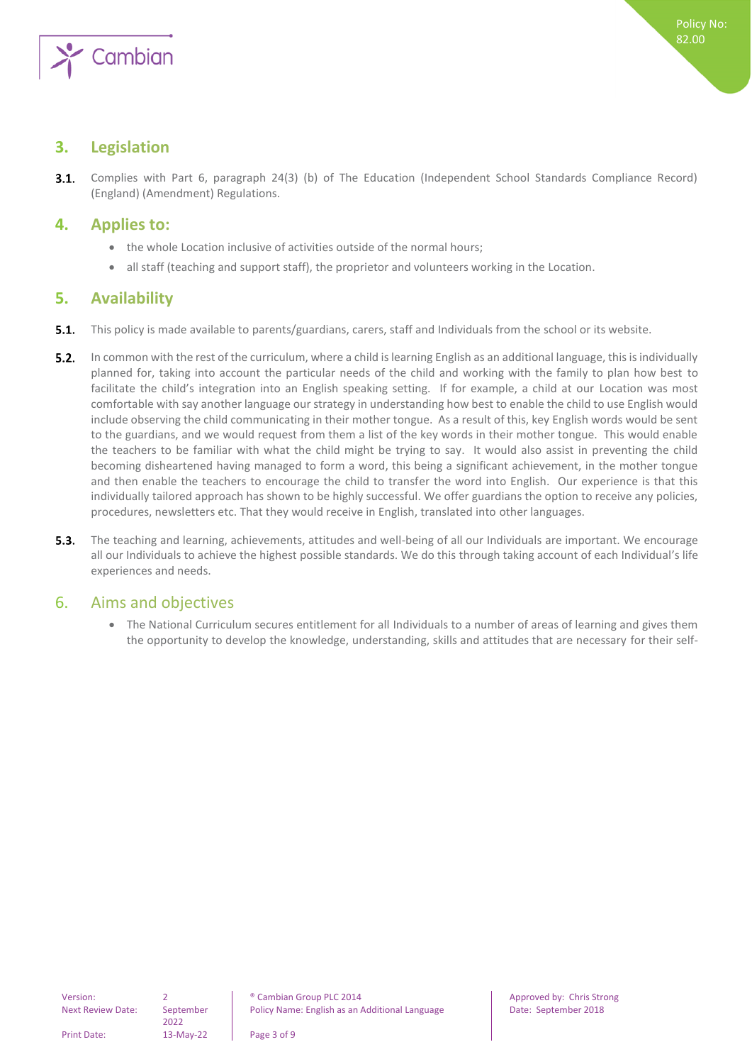## 3. Legislation

3.1. Complies with Part 6, paragraph 24(3) (b) of The Education (Independent School Standards Compliance Record) (England) (Amendment) Regulations.

## 4. Applies to:

- the whole Location inclusive of activities outside of the normal hours;
- all staff (teaching and support staff), the proprietor and volunteers working in the Location.

## 5. Availability

5.1. This policy is made available to parents/guardians, carers, staff and Individuals from the school or its website.

5.2. In common with the rest of the curriculum, where a child is learning English as an additional language, this is individually planned for, taking into account the particular needs of the child and working with the family to plan how best to facilitate the child's integration into an English speaking setting. If for example, a child at our Location was most comfortable with say another language our strategy in understanding how best to enable the child to use English would include observing the child communicating in their mother tongue. As a result of this, key English words would be sent to the guardians, and we would request from them a list of the key words in their mother tongue. This would enable the teachers to be familiar with what the child might be trying to say. It would also assist in preventing the child becoming disheartened having managed to form a word, this being a significant achievement, in the mother tongue and then enable the teachers to encourage the child to transfer the word into English. Our experience is that this individually tailored approach has shown to be highly successful. We offer guardians the option to receive any policies, procedures, newsletters etc. That they would receive in English, translated into other languages.

5.3. The teaching and learning, achievements, attitudes and well-being of all our Individuals are important. We encourage all our Individuals to achieve the highest possible standards. We do this through taking account of each Individual's life experiences and needs.

## 6. Aims and objectives

- The National Curriculum secures entitlement for all Individuals to a number of areas of learning and gives them the opportunity to develop the knowledge, understanding, skills and attitudes that are necessary for their self-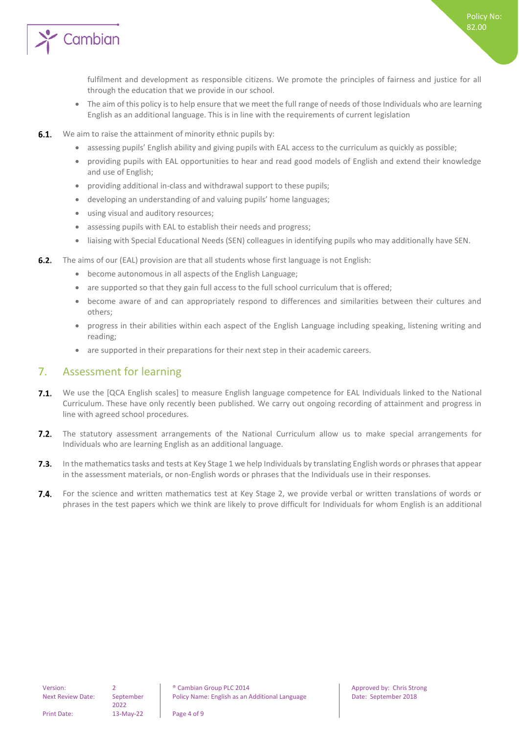fulfilment and development as responsible citizens. We promote the principles of fairness and justice for all through the education that we provide in our school.

- The aim of this policy is to help ensure that we meet the full range of needs of those Individuals who are learning English as an additional language. This is in line with the requirements of current legislation

**6.1.** We aim to raise the attainment of minority ethnic pupils by:

- assessing pupils' English ability and giving pupils with EAL access to the curriculum as quickly as possible;
- providing pupils with EAL opportunities to hear and read good models of English and extend their knowledge and use of English;
- providing additional in-class and withdrawal support to these pupils;
- developing an understanding of and valuing pupils' home languages;
- using visual and auditory resources;
- assessing pupils with EAL to establish their needs and progress;
- liaising with Special Educational Needs (SEN) colleagues in identifying pupils who may additionally have SEN.

**6.2.** The aims of our (EAL) provision are that all students whose first language is not English:

- become autonomous in all aspects of the English Language;
- are supported so that they gain full access to the full school curriculum that is offered;
- become aware of and can appropriately respond to differences and similarities between their cultures and others;
- progress in their abilities within each aspect of the English Language including speaking, listening writing and reading;
- are supported in their preparations for their next step in their academic careers.

## 7. Assessment for learning

**7.1.** We use the [QCA English scales] to measure English language competence for EAL Individuals linked to the National Curriculum. These have only recently been published. We carry out ongoing recording of attainment and progress in line with agreed school procedures.

**7.2.** The statutory assessment arrangements of the National Curriculum allow us to make special arrangements for Individuals who are learning English as an additional language.

**7.3.** In the mathematics tasks and tests at Key Stage 1 we help Individuals by translating English words or phrases that appear in the assessment materials, or non-English words or phrases that the Individuals use in their responses.

**7.4.** For the science and written mathematics test at Key Stage 2, we provide verbal or written translations of words or phrases in the test papers which we think are likely to prove difficult for Individuals for whom English is an additional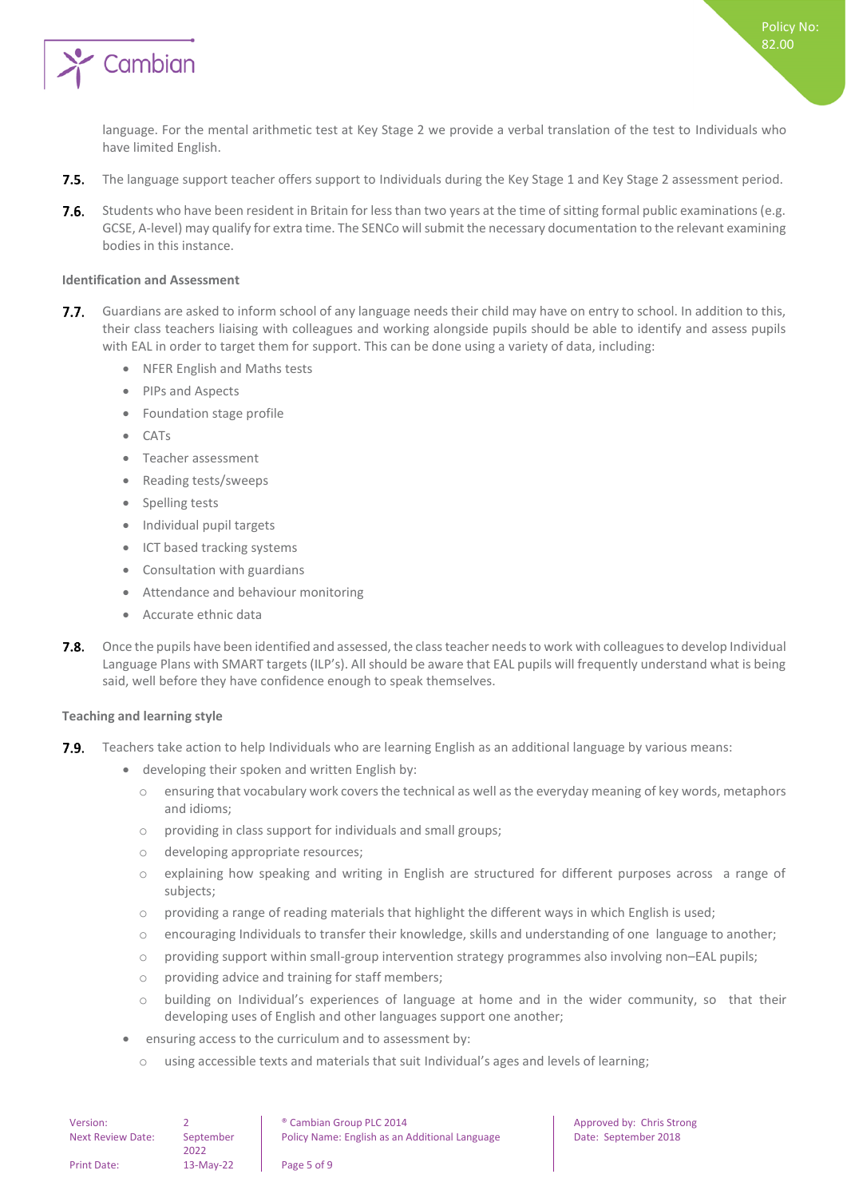language. For the mental arithmetic test at Key Stage 2 we provide a verbal translation of the test to Individuals who have limited English.

**7.5.** The language support teacher offers support to Individuals during the Key Stage 1 and Key Stage 2 assessment period.

**7.6.** Students who have been resident in Britain for less than two years at the time of sitting formal public examinations (e.g. GCSE, A-level) may qualify for extra time. The SENCo will submit the necessary documentation to the relevant examining bodies in this instance.

**Identification and Assessment**

**7.7.** Guardians are asked to inform school of any language needs their child may have on entry to school. In addition to this, their class teachers liaising with colleagues and working alongside pupils should be able to identify and assess pupils with EAL in order to target them for support. This can be done using a variety of data, including:

- NFER English and Maths tests
- PIPs and Aspects
- Foundation stage profile
- CATs
- Teacher assessment
- Reading tests/sweeps
- Spelling tests
- Individual pupil targets
- ICT based tracking systems
- Consultation with guardians
- Attendance and behaviour monitoring
- Accurate ethnic data

**7.8.** Once the pupils have been identified and assessed, the class teacher needs to work with colleagues to develop Individual Language Plans with SMART targets (ILP's). All should be aware that EAL pupils will frequently understand what is being said, well before they have confidence enough to speak themselves.

**Teaching and learning style**

**7.9.** Teachers take action to help Individuals who are learning English as an additional language by various means:

- developing their spoken and written English by:
  - ensuring that vocabulary work covers the technical as well as the everyday meaning of key words, metaphors and idioms;
  - providing in class support for individuals and small groups;
  - developing appropriate resources;
  - explaining how speaking and writing in English are structured for different purposes across a range of subjects;
  - providing a range of reading materials that highlight the different ways in which English is used;
  - encouraging Individuals to transfer their knowledge, skills and understanding of one language to another;
  - providing support within small-group intervention strategy programmes also involving non–EAL pupils;
  - providing advice and training for staff members;
  - building on Individual's experiences of language at home and in the wider community, so that their developing uses of English and other languages support one another;
- ensuring access to the curriculum and to assessment by:
  - using accessible texts and materials that suit Individual's ages and levels of learning;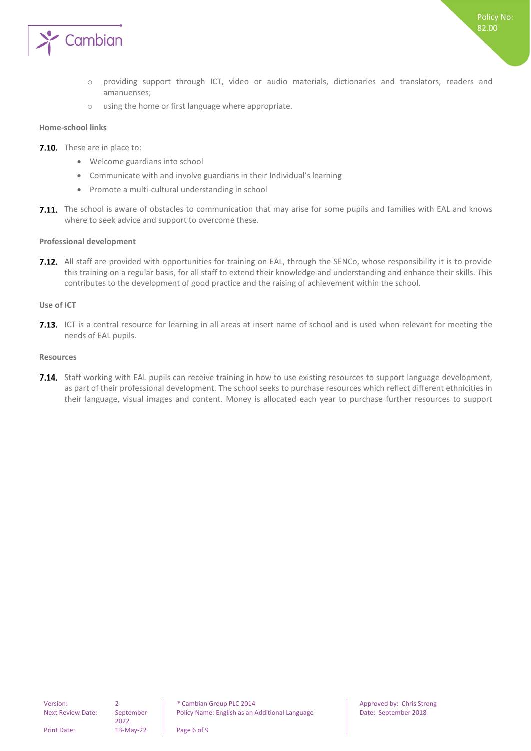- providing support through ICT, video or audio materials, dictionaries and translators, readers and amanuenses;
- using the home or first language where appropriate.

**Home-school links**

**7.10.** These are in place to:

- Welcome guardians into school
- Communicate with and involve guardians in their Individual's learning
- Promote a multi-cultural understanding in school

**7.11.** The school is aware of obstacles to communication that may arise for some pupils and families with EAL and knows where to seek advice and support to overcome these.

**Professional development**

**7.12.** All staff are provided with opportunities for training on EAL, through the SENCo, whose responsibility it is to provide this training on a regular basis, for all staff to extend their knowledge and understanding and enhance their skills. This contributes to the development of good practice and the raising of achievement within the school.

**Use of ICT**

**7.13.** ICT is a central resource for learning in all areas at insert name of school and is used when relevant for meeting the needs of EAL pupils.

**Resources**

**7.14.** Staff working with EAL pupils can receive training in how to use existing resources to support language development, as part of their professional development. The school seeks to purchase resources which reflect different ethnicities in their language, visual images and content. Money is allocated each year to purchase further resources to support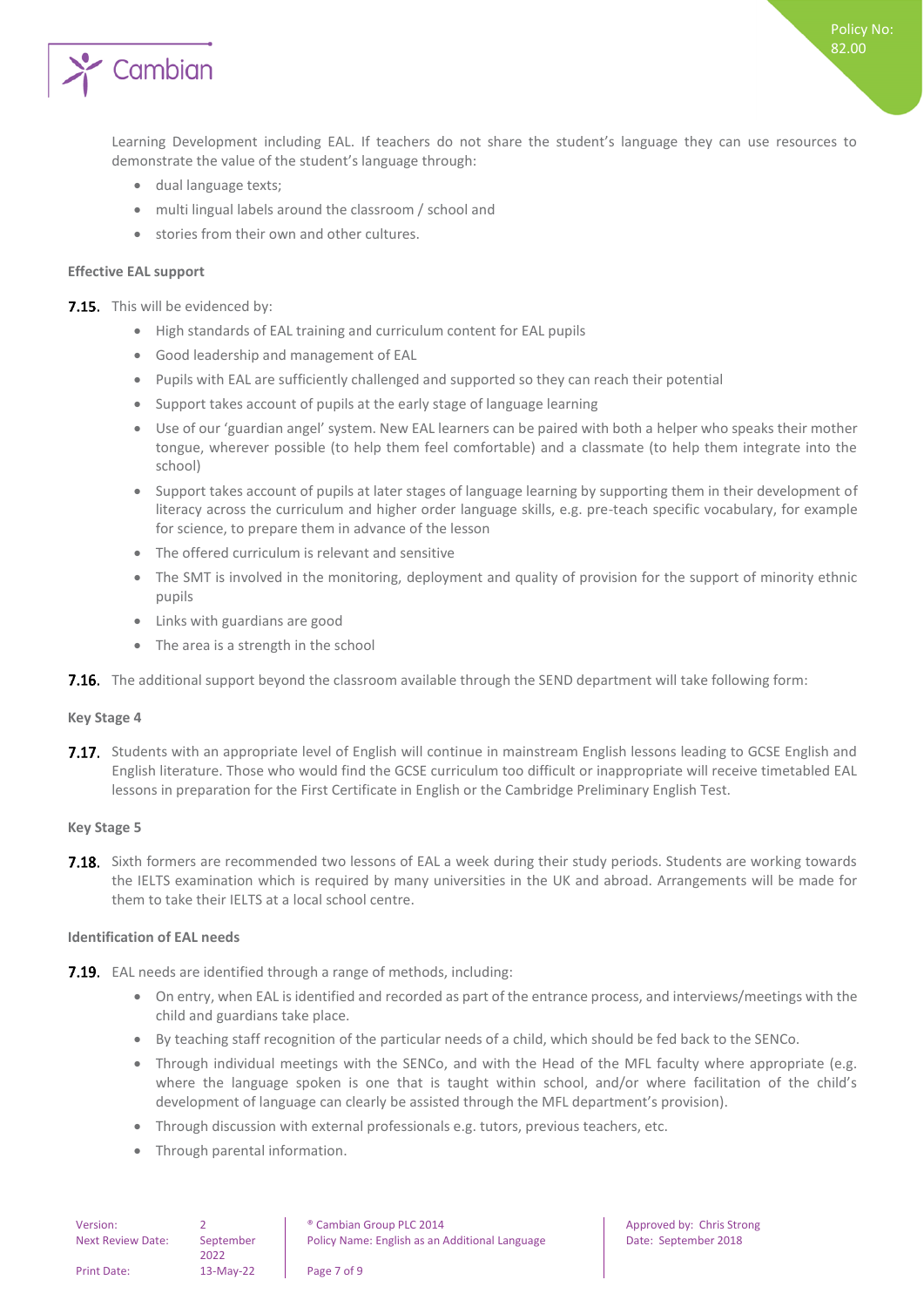Learning Development including EAL. If teachers do not share the student's language they can use resources to demonstrate the value of the student's language through:

- dual language texts;
- multi lingual labels around the classroom / school and
- stories from their own and other cultures.

**Effective EAL support**

**7.15.** This will be evidenced by:

- High standards of EAL training and curriculum content for EAL pupils
- Good leadership and management of EAL
- Pupils with EAL are sufficiently challenged and supported so they can reach their potential
- Support takes account of pupils at the early stage of language learning
- Use of our 'guardian angel' system. New EAL learners can be paired with both a helper who speaks their mother tongue, wherever possible (to help them feel comfortable) and a classmate (to help them integrate into the school)
- Support takes account of pupils at later stages of language learning by supporting them in their development of literacy across the curriculum and higher order language skills, e.g. pre-teach specific vocabulary, for example for science, to prepare them in advance of the lesson
- The offered curriculum is relevant and sensitive
- The SMT is involved in the monitoring, deployment and quality of provision for the support of minority ethnic pupils
- Links with guardians are good
- The area is a strength in the school

**7.16.** The additional support beyond the classroom available through the SEND department will take following form:

**Key Stage 4**

**7.17.** Students with an appropriate level of English will continue in mainstream English lessons leading to GCSE English and English literature. Those who would find the GCSE curriculum too difficult or inappropriate will receive timetabled EAL lessons in preparation for the First Certificate in English or the Cambridge Preliminary English Test.

**Key Stage 5**

**7.18.** Sixth formers are recommended two lessons of EAL a week during their study periods. Students are working towards the IELTS examination which is required by many universities in the UK and abroad. Arrangements will be made for them to take their IELTS at a local school centre.

**Identification of EAL needs**

**7.19.** EAL needs are identified through a range of methods, including:

- On entry, when EAL is identified and recorded as part of the entrance process, and interviews/meetings with the child and guardians take place.
- By teaching staff recognition of the particular needs of a child, which should be fed back to the SENCo.
- Through individual meetings with the SENCo, and with the Head of the MFL faculty where appropriate (e.g. where the language spoken is one that is taught within school, and/or where facilitation of the child's development of language can clearly be assisted through the MFL department's provision).
- Through discussion with external professionals e.g. tutors, previous teachers, etc.
- Through parental information.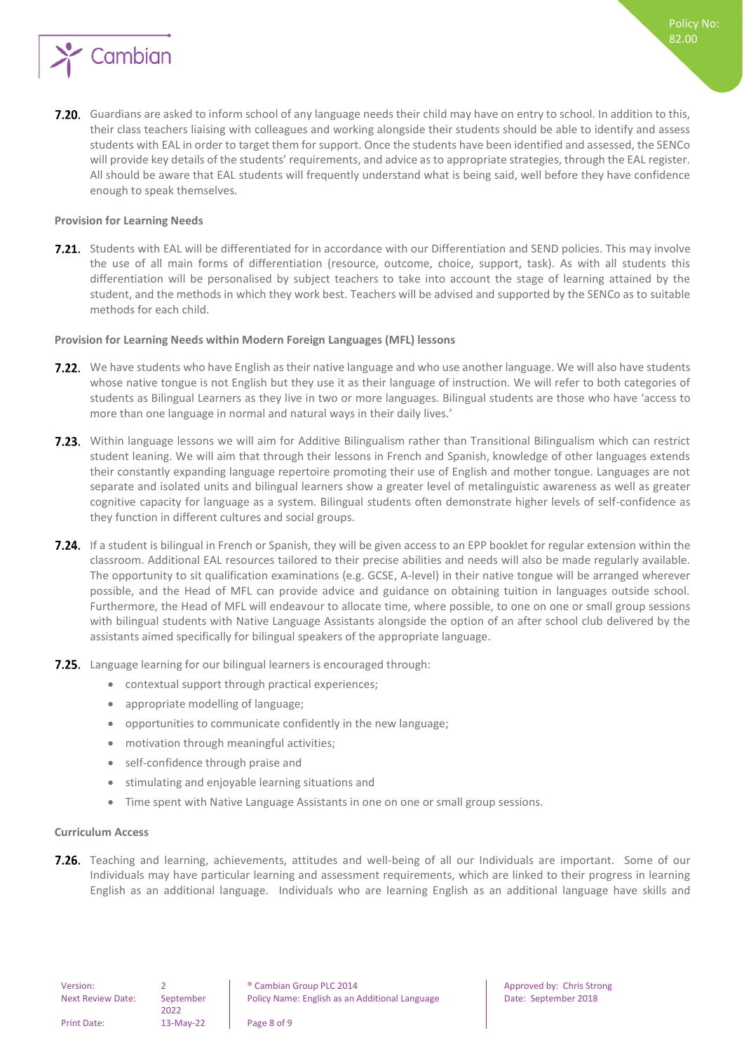**7.20.** Guardians are asked to inform school of any language needs their child may have on entry to school. In addition to this, their class teachers liaising with colleagues and working alongside their students should be able to identify and assess students with EAL in order to target them for support. Once the students have been identified and assessed, the SENCo will provide key details of the students' requirements, and advice as to appropriate strategies, through the EAL register. All should be aware that EAL students will frequently understand what is being said, well before they have confidence enough to speak themselves.

**Provision for Learning Needs**

**7.21.** Students with EAL will be differentiated for in accordance with our Differentiation and SEND policies. This may involve the use of all main forms of differentiation (resource, outcome, choice, support, task). As with all students this differentiation will be personalised by subject teachers to take into account the stage of learning attained by the student, and the methods in which they work best. Teachers will be advised and supported by the SENCo as to suitable methods for each child.

**Provision for Learning Needs within Modern Foreign Languages (MFL) lessons**

**7.22.** We have students who have English as their native language and who use another language. We will also have students whose native tongue is not English but they use it as their language of instruction. We will refer to both categories of students as Bilingual Learners as they live in two or more languages. Bilingual students are those who have 'access to more than one language in normal and natural ways in their daily lives.'

**7.23.** Within language lessons we will aim for Additive Bilingualism rather than Transitional Bilingualism which can restrict student leaning. We will aim that through their lessons in French and Spanish, knowledge of other languages extends their constantly expanding language repertoire promoting their use of English and mother tongue. Languages are not separate and isolated units and bilingual learners show a greater level of metalinguistic awareness as well as greater cognitive capacity for language as a system. Bilingual students often demonstrate higher levels of self-confidence as they function in different cultures and social groups.

**7.24.** If a student is bilingual in French or Spanish, they will be given access to an EPP booklet for regular extension within the classroom. Additional EAL resources tailored to their precise abilities and needs will also be made regularly available. The opportunity to sit qualification examinations (e.g. GCSE, A-level) in their native tongue will be arranged wherever possible, and the Head of MFL can provide advice and guidance on obtaining tuition in languages outside school. Furthermore, the Head of MFL will endeavour to allocate time, where possible, to one on one or small group sessions with bilingual students with Native Language Assistants alongside the option of an after school club delivered by the assistants aimed specifically for bilingual speakers of the appropriate language.

**7.25.** Language learning for our bilingual learners is encouraged through:

- contextual support through practical experiences;
- appropriate modelling of language;
- opportunities to communicate confidently in the new language;
- motivation through meaningful activities;
- self-confidence through praise and
- stimulating and enjoyable learning situations and
- Time spent with Native Language Assistants in one on one or small group sessions.

**Curriculum Access**

**7.26.** Teaching and learning, achievements, attitudes and well-being of all our Individuals are important. Some of our Individuals may have particular learning and assessment requirements, which are linked to their progress in learning English as an additional language. Individuals who are learning English as an additional language have skills and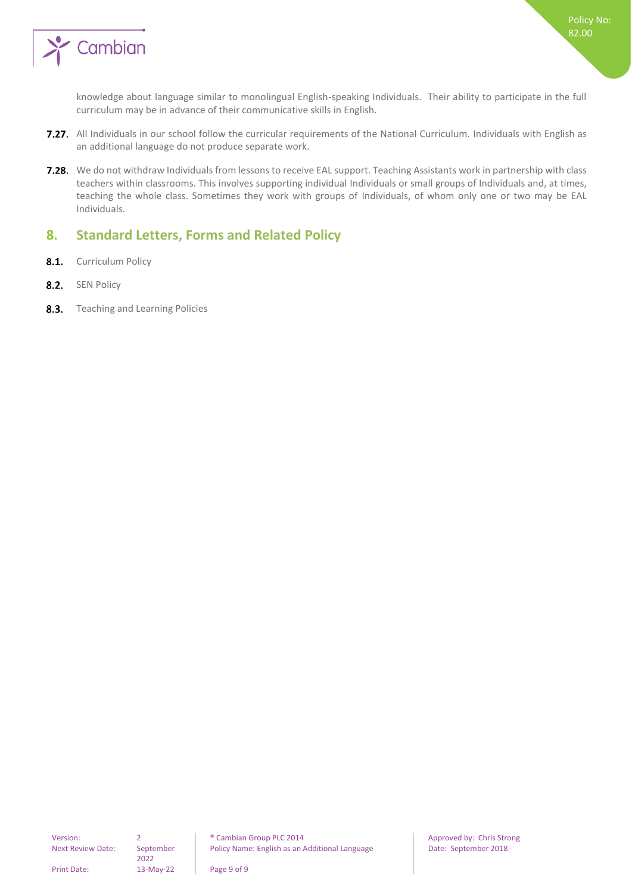knowledge about language similar to monolingual English-speaking Individuals. Their ability to participate in the full curriculum may be in advance of their communicative skills in English.

**7.27.** All Individuals in our school follow the curricular requirements of the National Curriculum. Individuals with English as an additional language do not produce separate work.

**7.28.** We do not withdraw Individuals from lessons to receive EAL support. Teaching Assistants work in partnership with class teachers within classrooms. This involves supporting individual Individuals or small groups of Individuals and, at times, teaching the whole class. Sometimes they work with groups of Individuals, of whom only one or two may be EAL Individuals.

## 8. Standard Letters, Forms and Related Policy

**8.1.** Curriculum Policy

**8.2.** SEN Policy

**8.3.** Teaching and Learning Policies